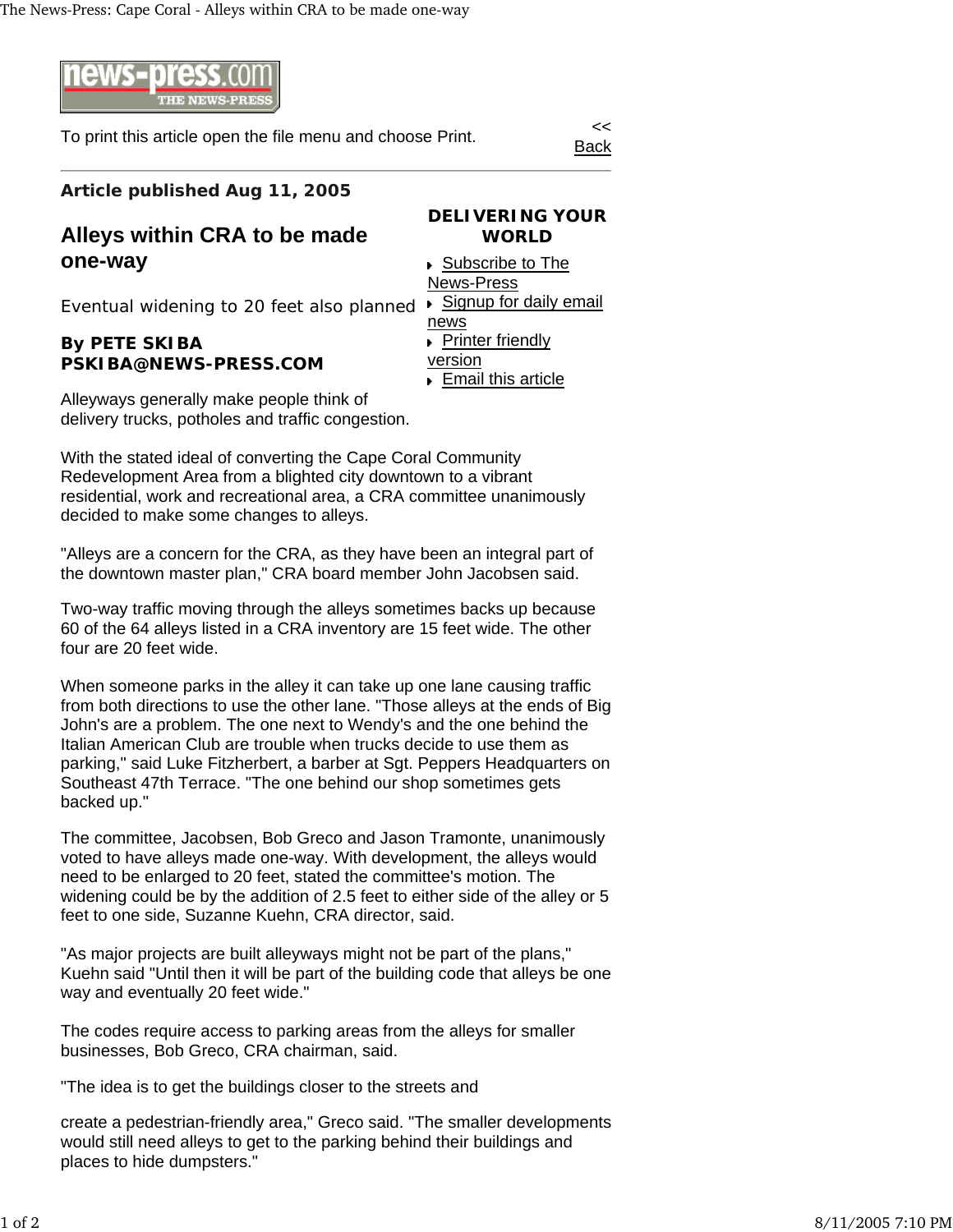To print this article open the file menu and choose Print.

<< Back

**Article published Aug 11, 2005**

# Alleys within CRA to be made one-way

Eventual widening to 20 feet also planned

**By PETE SKIBA**
**PSKIBA@NEWS-PRESS.COM**

**DELIVERING YOUR WORLD**

- Subscribe to The News-Press
- Signup for daily email news
- Printer friendly version
- Email this article

Alleyways generally make people think of delivery trucks, potholes and traffic congestion.

With the stated ideal of converting the Cape Coral Community Redevelopment Area from a blighted city downtown to a vibrant residential, work and recreational area, a CRA committee unanimously decided to make some changes to alleys.

"Alleys are a concern for the CRA, as they have been an integral part of the downtown master plan," CRA board member John Jacobsen said.

Two-way traffic moving through the alleys sometimes backs up because 60 of the 64 alleys listed in a CRA inventory are 15 feet wide. The other four are 20 feet wide.

When someone parks in the alley it can take up one lane causing traffic from both directions to use the other lane. "Those alleys at the ends of Big John's are a problem. The one next to Wendy's and the one behind the Italian American Club are trouble when trucks decide to use them as parking," said Luke Fitzherbert, a barber at Sgt. Peppers Headquarters on Southeast 47th Terrace. "The one behind our shop sometimes gets backed up."

The committee, Jacobsen, Bob Greco and Jason Tramonte, unanimously voted to have alleys made one-way. With development, the alleys would need to be enlarged to 20 feet, stated the committee's motion. The widening could be by the addition of 2.5 feet to either side of the alley or 5 feet to one side, Suzanne Kuehn, CRA director, said.

"As major projects are built alleyways might not be part of the plans," Kuehn said "Until then it will be part of the building code that alleys be one way and eventually 20 feet wide."

The codes require access to parking areas from the alleys for smaller businesses, Bob Greco, CRA chairman, said.

"The idea is to get the buildings closer to the streets and create a pedestrian-friendly area," Greco said. "The smaller developments would still need alleys to get to the parking behind their buildings and places to hide dumpsters."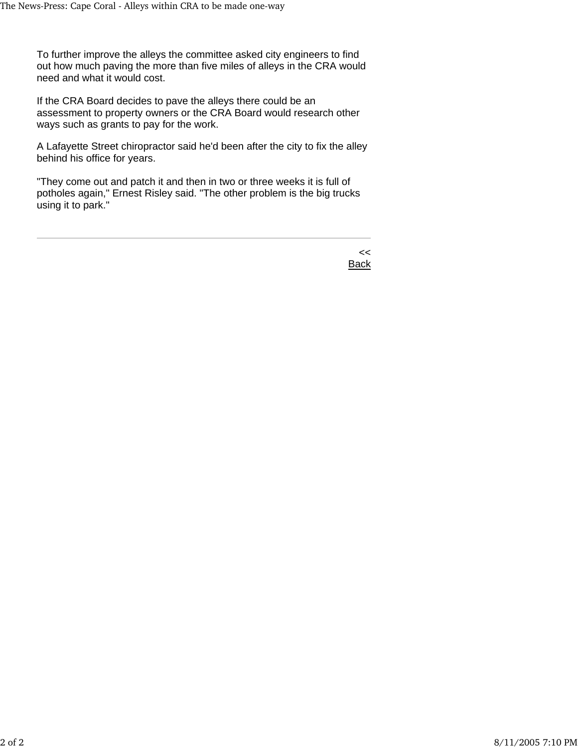To further improve the alleys the committee asked city engineers to find out how much paving the more than five miles of alleys in the CRA would need and what it would cost.

If the CRA Board decides to pave the alleys there could be an assessment to property owners or the CRA Board would research other ways such as grants to pay for the work.

A Lafayette Street chiropractor said he'd been after the city to fix the alley behind his office for years.

"They come out and patch it and then in two or three weeks it is full of potholes again," Ernest Risley said. "The other problem is the big trucks using it to park."

---

<< Back